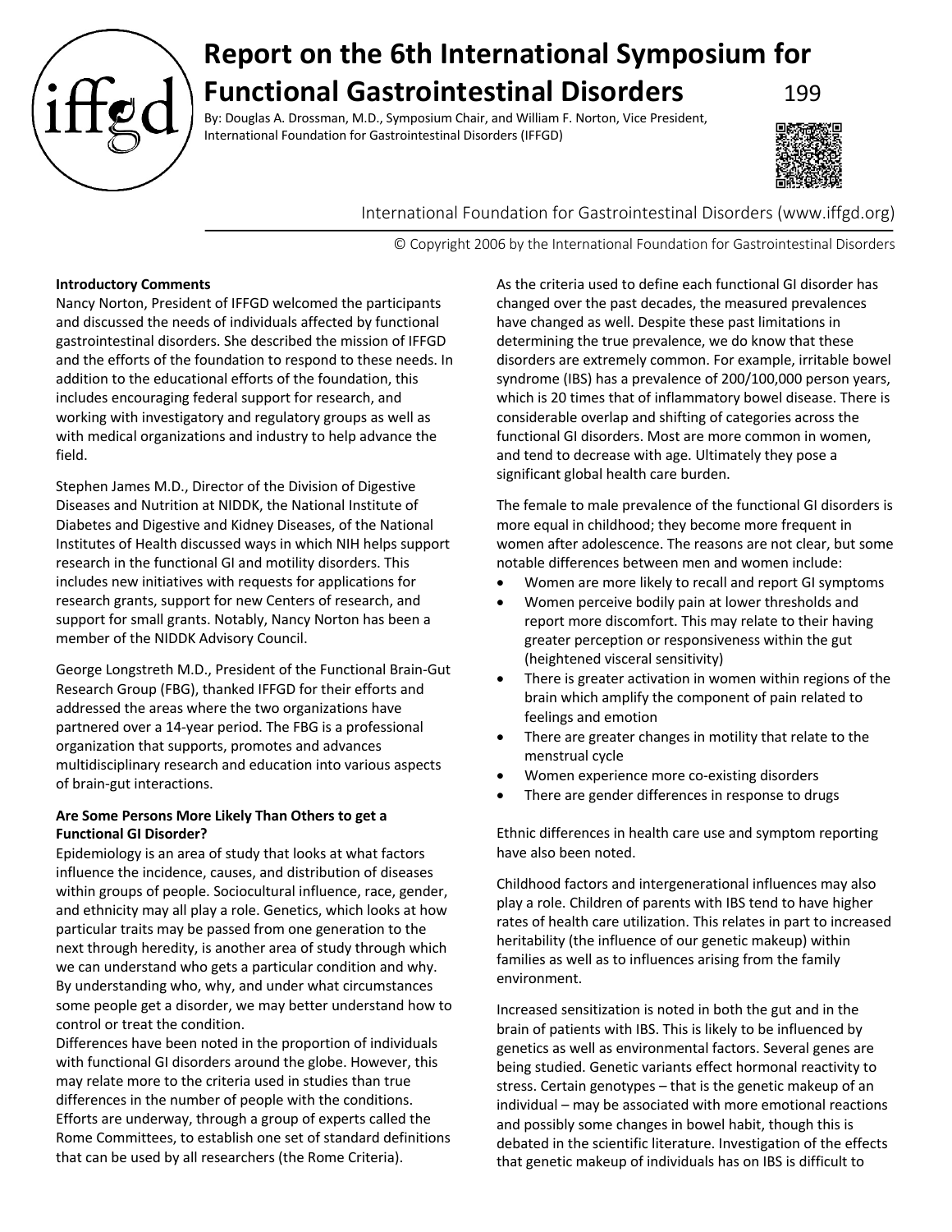# Report on the 6th International Symposium for Functional Gastrointestinal Disorders

By: Douglas A. Drossman, M.D., Symposium Chair, and William F. Norton, Vice President, International Foundation for Gastrointestinal Disorders (IFFGD)

International Foundation for Gastrointestinal Disorders (www.iffgd.org)

© Copyright 2006 by the International Foundation for Gastrointestinal Disorders

**Introductory Comments**

Nancy Norton, President of IFFGD welcomed the participants and discussed the needs of individuals affected by functional gastrointestinal disorders. She described the mission of IFFGD and the efforts of the foundation to respond to these needs. In addition to the educational efforts of the foundation, this includes encouraging federal support for research, and working with investigatory and regulatory groups as well as with medical organizations and industry to help advance the field.

Stephen James M.D., Director of the Division of Digestive Diseases and Nutrition at NIDDK, the National Institute of Diabetes and Digestive and Kidney Diseases, of the National Institutes of Health discussed ways in which NIH helps support research in the functional GI and motility disorders. This includes new initiatives with requests for applications for research grants, support for new Centers of research, and support for small grants. Notably, Nancy Norton has been a member of the NIDDK Advisory Council.

George Longstreth M.D., President of the Functional Brain-Gut Research Group (FBG), thanked IFFGD for their efforts and addressed the areas where the two organizations have partnered over a 14-year period. The FBG is a professional organization that supports, promotes and advances multidisciplinary research and education into various aspects of brain-gut interactions.

**Are Some Persons More Likely Than Others to get a Functional GI Disorder?**

Epidemiology is an area of study that looks at what factors influence the incidence, causes, and distribution of diseases within groups of people. Sociocultural influence, race, gender, and ethnicity may all play a role. Genetics, which looks at how particular traits may be passed from one generation to the next through heredity, is another area of study through which we can understand who gets a particular condition and why. By understanding who, why, and under what circumstances some people get a disorder, we may better understand how to control or treat the condition.

Differences have been noted in the proportion of individuals with functional GI disorders around the globe. However, this may relate more to the criteria used in studies than true differences in the number of people with the conditions. Efforts are underway, through a group of experts called the Rome Committees, to establish one set of standard definitions that can be used by all researchers (the Rome Criteria).

As the criteria used to define each functional GI disorder has changed over the past decades, the measured prevalences have changed as well. Despite these past limitations in determining the true prevalence, we do know that these disorders are extremely common. For example, irritable bowel syndrome (IBS) has a prevalence of 200/100,000 person years, which is 20 times that of inflammatory bowel disease. There is considerable overlap and shifting of categories across the functional GI disorders. Most are more common in women, and tend to decrease with age. Ultimately they pose a significant global health care burden.

The female to male prevalence of the functional GI disorders is more equal in childhood; they become more frequent in women after adolescence. The reasons are not clear, but some notable differences between men and women include:

- Women are more likely to recall and report GI symptoms
- Women perceive bodily pain at lower thresholds and report more discomfort. This may relate to their having greater perception or responsiveness within the gut (heightened visceral sensitivity)
- There is greater activation in women within regions of the brain which amplify the component of pain related to feelings and emotion
- There are greater changes in motility that relate to the menstrual cycle
- Women experience more co-existing disorders
- There are gender differences in response to drugs

Ethnic differences in health care use and symptom reporting have also been noted.

Childhood factors and intergenerational influences may also play a role. Children of parents with IBS tend to have higher rates of health care utilization. This relates in part to increased heritability (the influence of our genetic makeup) within families as well as to influences arising from the family environment.

Increased sensitization is noted in both the gut and in the brain of patients with IBS. This is likely to be influenced by genetics as well as environmental factors. Several genes are being studied. Genetic variants effect hormonal reactivity to stress. Certain genotypes – that is the genetic makeup of an individual – may be associated with more emotional reactions and possibly some changes in bowel habit, though this is debated in the scientific literature. Investigation of the effects that genetic makeup of individuals has on IBS is difficult to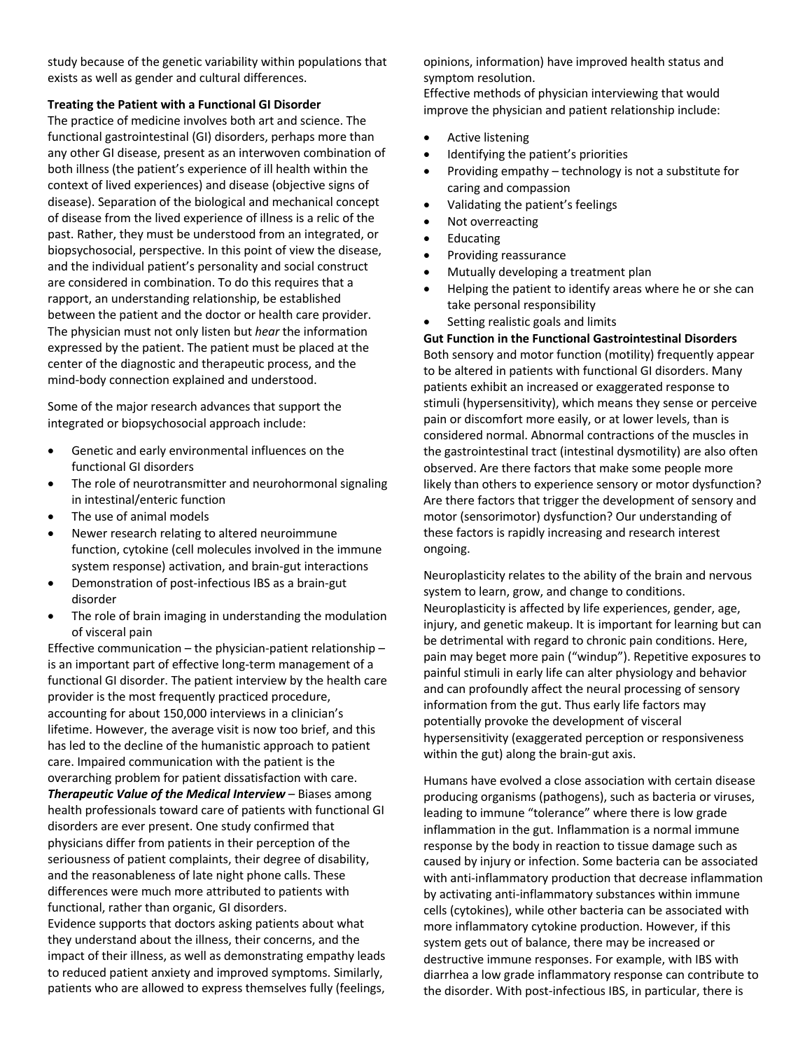study because of the genetic variability within populations that exists as well as gender and cultural differences.

**Treating the Patient with a Functional GI Disorder**

The practice of medicine involves both art and science. The functional gastrointestinal (GI) disorders, perhaps more than any other GI disease, present as an interwoven combination of both illness (the patient's experience of ill health within the context of lived experiences) and disease (objective signs of disease). Separation of the biological and mechanical concept of disease from the lived experience of illness is a relic of the past. Rather, they must be understood from an integrated, or biopsychosocial, perspective. In this point of view the disease, and the individual patient's personality and social construct are considered in combination. To do this requires that a rapport, an understanding relationship, be established between the patient and the doctor or health care provider. The physician must not only listen but *hear* the information expressed by the patient. The patient must be placed at the center of the diagnostic and therapeutic process, and the mind-body connection explained and understood.

Some of the major research advances that support the integrated or biopsychosocial approach include:

- Genetic and early environmental influences on the functional GI disorders
- The role of neurotransmitter and neurohormonal signaling in intestinal/enteric function
- The use of animal models
- Newer research relating to altered neuroimmune function, cytokine (cell molecules involved in the immune system response) activation, and brain-gut interactions
- Demonstration of post-infectious IBS as a brain-gut disorder
- The role of brain imaging in understanding the modulation of visceral pain

Effective communication – the physician-patient relationship – is an important part of effective long-term management of a functional GI disorder. The patient interview by the health care provider is the most frequently practiced procedure, accounting for about 150,000 interviews in a clinician's lifetime. However, the average visit is now too brief, and this has led to the decline of the humanistic approach to patient care. Impaired communication with the patient is the overarching problem for patient dissatisfaction with care.

***Therapeutic Value of the Medical Interview*** – Biases among health professionals toward care of patients with functional GI disorders are ever present. One study confirmed that physicians differ from patients in their perception of the seriousness of patient complaints, their degree of disability, and the reasonableness of late night phone calls. These differences were much more attributed to patients with functional, rather than organic, GI disorders.

Evidence supports that doctors asking patients about what they understand about the illness, their concerns, and the impact of their illness, as well as demonstrating empathy leads to reduced patient anxiety and improved symptoms. Similarly, patients who are allowed to express themselves fully (feelings, opinions, information) have improved health status and symptom resolution.

Effective methods of physician interviewing that would improve the physician and patient relationship include:

- Active listening
- Identifying the patient's priorities
- Providing empathy – technology is not a substitute for caring and compassion
- Validating the patient's feelings
- Not overreacting
- Educating
- Providing reassurance
- Mutually developing a treatment plan
- Helping the patient to identify areas where he or she can take personal responsibility
- Setting realistic goals and limits

**Gut Function in the Functional Gastrointestinal Disorders**

Both sensory and motor function (motility) frequently appear to be altered in patients with functional GI disorders. Many patients exhibit an increased or exaggerated response to stimuli (hypersensitivity), which means they sense or perceive pain or discomfort more easily, or at lower levels, than is considered normal. Abnormal contractions of the muscles in the gastrointestinal tract (intestinal dysmotility) are also often observed. Are there factors that make some people more likely than others to experience sensory or motor dysfunction? Are there factors that trigger the development of sensory and motor (sensorimotor) dysfunction? Our understanding of these factors is rapidly increasing and research interest ongoing.

Neuroplasticity relates to the ability of the brain and nervous system to learn, grow, and change to conditions. Neuroplasticity is affected by life experiences, gender, age, injury, and genetic makeup. It is important for learning but can be detrimental with regard to chronic pain conditions. Here, pain may beget more pain ("windup"). Repetitive exposures to painful stimuli in early life can alter physiology and behavior and can profoundly affect the neural processing of sensory information from the gut. Thus early life factors may potentially provoke the development of visceral hypersensitivity (exaggerated perception or responsiveness within the gut) along the brain-gut axis.

Humans have evolved a close association with certain disease producing organisms (pathogens), such as bacteria or viruses, leading to immune "tolerance" where there is low grade inflammation in the gut. Inflammation is a normal immune response by the body in reaction to tissue damage such as caused by injury or infection. Some bacteria can be associated with anti-inflammatory production that decrease inflammation by activating anti-inflammatory substances within immune cells (cytokines), while other bacteria can be associated with more inflammatory cytokine production. However, if this system gets out of balance, there may be increased or destructive immune responses. For example, with IBS with diarrhea a low grade inflammatory response can contribute to the disorder. With post-infectious IBS, in particular, there is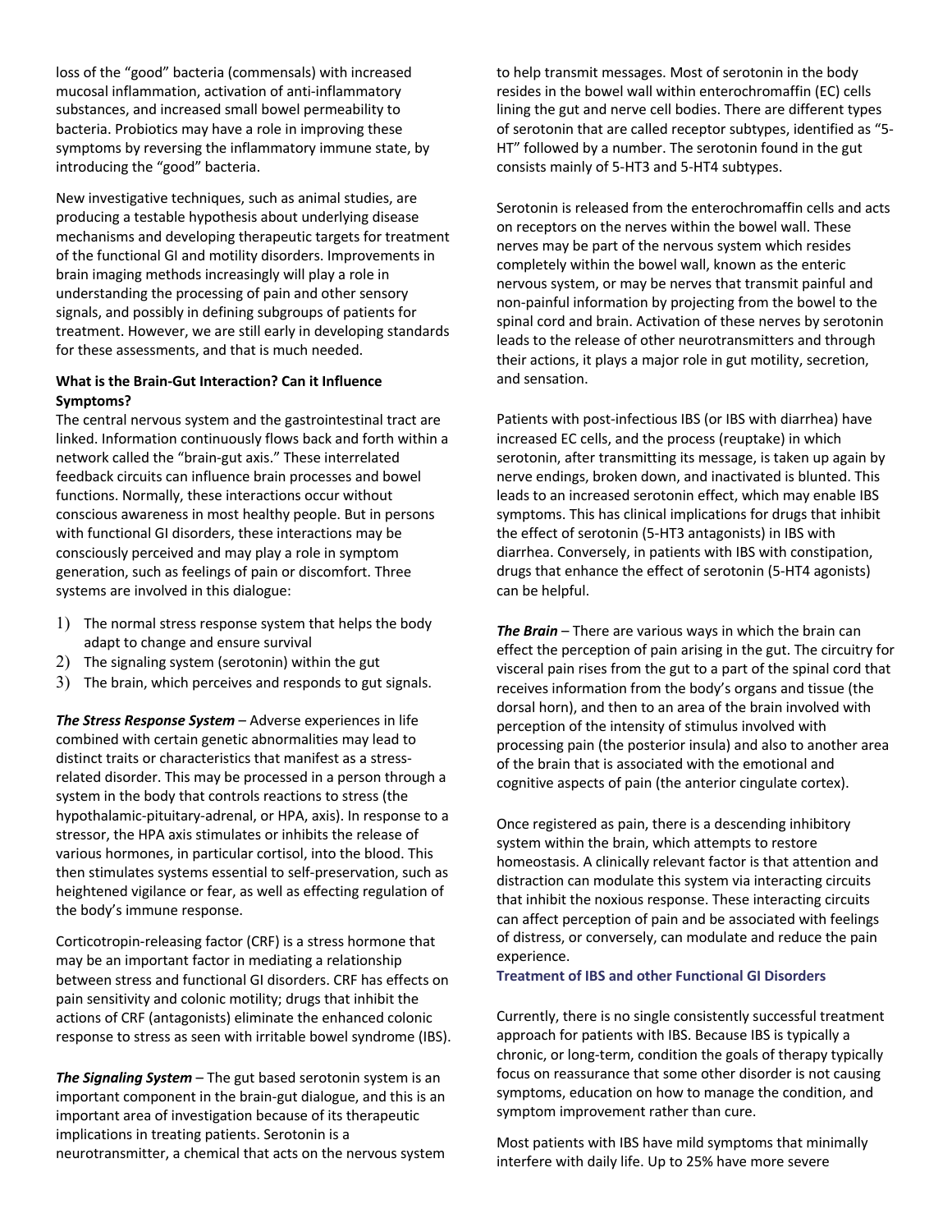loss of the "good" bacteria (commensals) with increased mucosal inflammation, activation of anti-inflammatory substances, and increased small bowel permeability to bacteria. Probiotics may have a role in improving these symptoms by reversing the inflammatory immune state, by introducing the "good" bacteria.

New investigative techniques, such as animal studies, are producing a testable hypothesis about underlying disease mechanisms and developing therapeutic targets for treatment of the functional GI and motility disorders. Improvements in brain imaging methods increasingly will play a role in understanding the processing of pain and other sensory signals, and possibly in defining subgroups of patients for treatment. However, we are still early in developing standards for these assessments, and that is much needed.

**What is the Brain-Gut Interaction? Can it Influence Symptoms?**

The central nervous system and the gastrointestinal tract are linked. Information continuously flows back and forth within a network called the "brain-gut axis." These interrelated feedback circuits can influence brain processes and bowel functions. Normally, these interactions occur without conscious awareness in most healthy people. But in persons with functional GI disorders, these interactions may be consciously perceived and may play a role in symptom generation, such as feelings of pain or discomfort. Three systems are involved in this dialogue:

1) The normal stress response system that helps the body adapt to change and ensure survival
2) The signaling system (serotonin) within the gut
3) The brain, which perceives and responds to gut signals.

***The Stress Response System*** – Adverse experiences in life combined with certain genetic abnormalities may lead to distinct traits or characteristics that manifest as a stress-related disorder. This may be processed in a person through a system in the body that controls reactions to stress (the hypothalamic-pituitary-adrenal, or HPA, axis). In response to a stressor, the HPA axis stimulates or inhibits the release of various hormones, in particular cortisol, into the blood. This then stimulates systems essential to self-preservation, such as heightened vigilance or fear, as well as effecting regulation of the body's immune response.

Corticotropin-releasing factor (CRF) is a stress hormone that may be an important factor in mediating a relationship between stress and functional GI disorders. CRF has effects on pain sensitivity and colonic motility; drugs that inhibit the actions of CRF (antagonists) eliminate the enhanced colonic response to stress as seen with irritable bowel syndrome (IBS).

***The Signaling System*** – The gut based serotonin system is an important component in the brain-gut dialogue, and this is an important area of investigation because of its therapeutic implications in treating patients. Serotonin is a neurotransmitter, a chemical that acts on the nervous system to help transmit messages. Most of serotonin in the body resides in the bowel wall within enterochromaffin (EC) cells lining the gut and nerve cell bodies. There are different types of serotonin that are called receptor subtypes, identified as "5-HT" followed by a number. The serotonin found in the gut consists mainly of 5-HT3 and 5-HT4 subtypes.

Serotonin is released from the enterochromaffin cells and acts on receptors on the nerves within the bowel wall. These nerves may be part of the nervous system which resides completely within the bowel wall, known as the enteric nervous system, or may be nerves that transmit painful and non-painful information by projecting from the bowel to the spinal cord and brain. Activation of these nerves by serotonin leads to the release of other neurotransmitters and through their actions, it plays a major role in gut motility, secretion, and sensation.

Patients with post-infectious IBS (or IBS with diarrhea) have increased EC cells, and the process (reuptake) in which serotonin, after transmitting its message, is taken up again by nerve endings, broken down, and inactivated is blunted. This leads to an increased serotonin effect, which may enable IBS symptoms. This has clinical implications for drugs that inhibit the effect of serotonin (5-HT3 antagonists) in IBS with diarrhea. Conversely, in patients with IBS with constipation, drugs that enhance the effect of serotonin (5-HT4 agonists) can be helpful.

***The Brain*** – There are various ways in which the brain can effect the perception of pain arising in the gut. The circuitry for visceral pain rises from the gut to a part of the spinal cord that receives information from the body's organs and tissue (the dorsal horn), and then to an area of the brain involved with perception of the intensity of stimulus involved with processing pain (the posterior insula) and also to another area of the brain that is associated with the emotional and cognitive aspects of pain (the anterior cingulate cortex).

Once registered as pain, there is a descending inhibitory system within the brain, which attempts to restore homeostasis. A clinically relevant factor is that attention and distraction can modulate this system via interacting circuits that inhibit the noxious response. These interacting circuits can affect perception of pain and be associated with feelings of distress, or conversely, can modulate and reduce the pain experience.

**Treatment of IBS and other Functional GI Disorders**

Currently, there is no single consistently successful treatment approach for patients with IBS. Because IBS is typically a chronic, or long-term, condition the goals of therapy typically focus on reassurance that some other disorder is not causing symptoms, education on how to manage the condition, and symptom improvement rather than cure.

Most patients with IBS have mild symptoms that minimally interfere with daily life. Up to 25% have more severe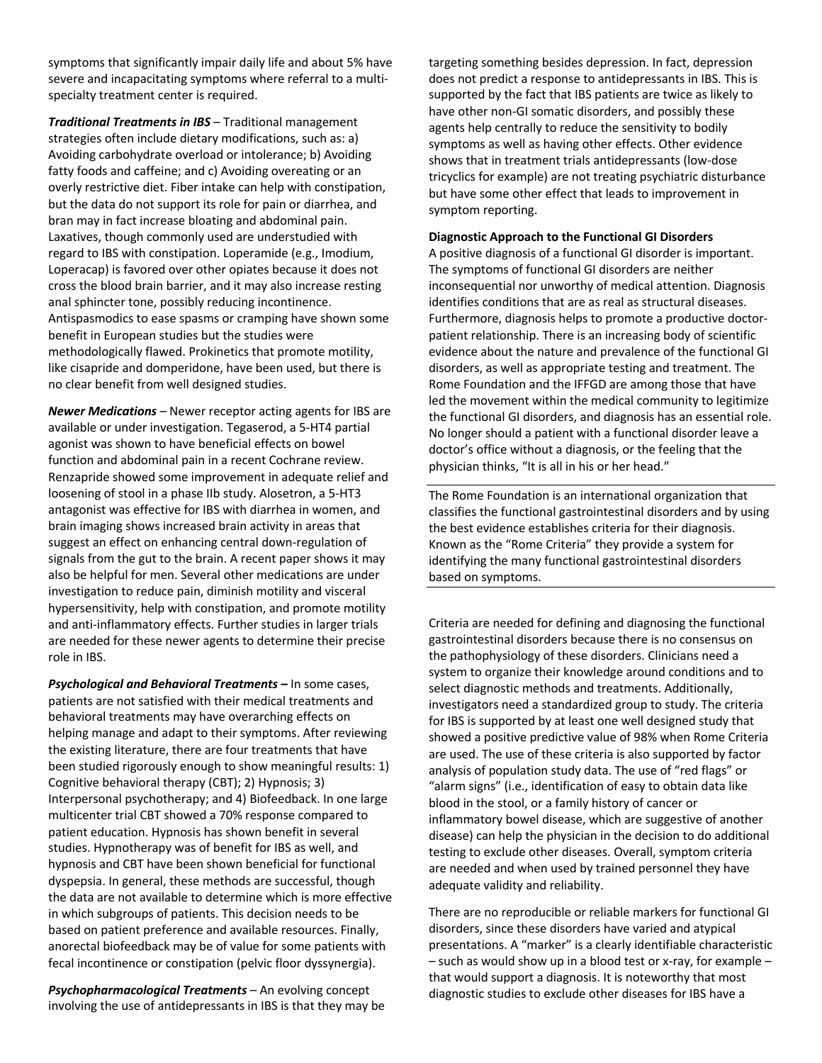symptoms that significantly impair daily life and about 5% have severe and incapacitating symptoms where referral to a multi-specialty treatment center is required.

***Traditional Treatments in IBS*** – Traditional management strategies often include dietary modifications, such as: a) Avoiding carbohydrate overload or intolerance; b) Avoiding fatty foods and caffeine; and c) Avoiding overeating or an overly restrictive diet. Fiber intake can help with constipation, but the data do not support its role for pain or diarrhea, and bran may in fact increase bloating and abdominal pain. Laxatives, though commonly used are understudied with regard to IBS with constipation. Loperamide (e.g., Imodium, Loperacap) is favored over other opiates because it does not cross the blood brain barrier, and it may also increase resting anal sphincter tone, possibly reducing incontinence. Antispasmodics to ease spasms or cramping have shown some benefit in European studies but the studies were methodologically flawed. Prokinetics that promote motility, like cisapride and domperidone, have been used, but there is no clear benefit from well designed studies.

***Newer Medications*** – Newer receptor acting agents for IBS are available or under investigation. Tegaserod, a 5-HT4 partial agonist was shown to have beneficial effects on bowel function and abdominal pain in a recent Cochrane review. Renzapride showed some improvement in adequate relief and loosening of stool in a phase IIb study. Alosetron, a 5-HT3 antagonist was effective for IBS with diarrhea in women, and brain imaging shows increased brain activity in areas that suggest an effect on enhancing central down-regulation of signals from the gut to the brain. A recent paper shows it may also be helpful for men. Several other medications are under investigation to reduce pain, diminish motility and visceral hypersensitivity, help with constipation, and promote motility and anti-inflammatory effects. Further studies in larger trials are needed for these newer agents to determine their precise role in IBS.

***Psychological and Behavioral Treatments*** – In some cases, patients are not satisfied with their medical treatments and behavioral treatments may have overarching effects on helping manage and adapt to their symptoms. After reviewing the existing literature, there are four treatments that have been studied rigorously enough to show meaningful results: 1) Cognitive behavioral therapy (CBT); 2) Hypnosis; 3) Interpersonal psychotherapy; and 4) Biofeedback. In one large multicenter trial CBT showed a 70% response compared to patient education. Hypnosis has shown benefit in several studies. Hypnotherapy was of benefit for IBS as well, and hypnosis and CBT have been shown beneficial for functional dyspepsia. In general, these methods are successful, though the data are not available to determine which is more effective in which subgroups of patients. This decision needs to be based on patient preference and available resources. Finally, anorectal biofeedback may be of value for some patients with fecal incontinence or constipation (pelvic floor dyssynergia).

***Psychopharmacological Treatments*** – An evolving concept involving the use of antidepressants in IBS is that they may be targeting something besides depression. In fact, depression does not predict a response to antidepressants in IBS. This is supported by the fact that IBS patients are twice as likely to have other non-GI somatic disorders, and possibly these agents help centrally to reduce the sensitivity to bodily symptoms as well as having other effects. Other evidence shows that in treatment trials antidepressants (low-dose tricyclics for example) are not treating psychiatric disturbance but have some other effect that leads to improvement in symptom reporting.

**Diagnostic Approach to the Functional GI Disorders**

A positive diagnosis of a functional GI disorder is important. The symptoms of functional GI disorders are neither inconsequential nor unworthy of medical attention. Diagnosis identifies conditions that are as real as structural diseases. Furthermore, diagnosis helps to promote a productive doctor-patient relationship. There is an increasing body of scientific evidence about the nature and prevalence of the functional GI disorders, as well as appropriate testing and treatment. The Rome Foundation and the IFFGD are among those that have led the movement within the medical community to legitimize the functional GI disorders, and diagnosis has an essential role. No longer should a patient with a functional disorder leave a doctor's office without a diagnosis, or the feeling that the physician thinks, "It is all in his or her head."

---

The Rome Foundation is an international organization that classifies the functional gastrointestinal disorders and by using the best evidence establishes criteria for their diagnosis. Known as the "Rome Criteria" they provide a system for identifying the many functional gastrointestinal disorders based on symptoms.

---

Criteria are needed for defining and diagnosing the functional gastrointestinal disorders because there is no consensus on the pathophysiology of these disorders. Clinicians need a system to organize their knowledge around conditions and to select diagnostic methods and treatments. Additionally, investigators need a standardized group to study. The criteria for IBS is supported by at least one well designed study that showed a positive predictive value of 98% when Rome Criteria are used. The use of these criteria is also supported by factor analysis of population study data. The use of "red flags" or "alarm signs" (i.e., identification of easy to obtain data like blood in the stool, or a family history of cancer or inflammatory bowel disease, which are suggestive of another disease) can help the physician in the decision to do additional testing to exclude other diseases. Overall, symptom criteria are needed and when used by trained personnel they have adequate validity and reliability.

There are no reproducible or reliable markers for functional GI disorders, since these disorders have varied and atypical presentations. A "marker" is a clearly identifiable characteristic – such as would show up in a blood test or x-ray, for example – that would support a diagnosis. It is noteworthy that most diagnostic studies to exclude other diseases for IBS have a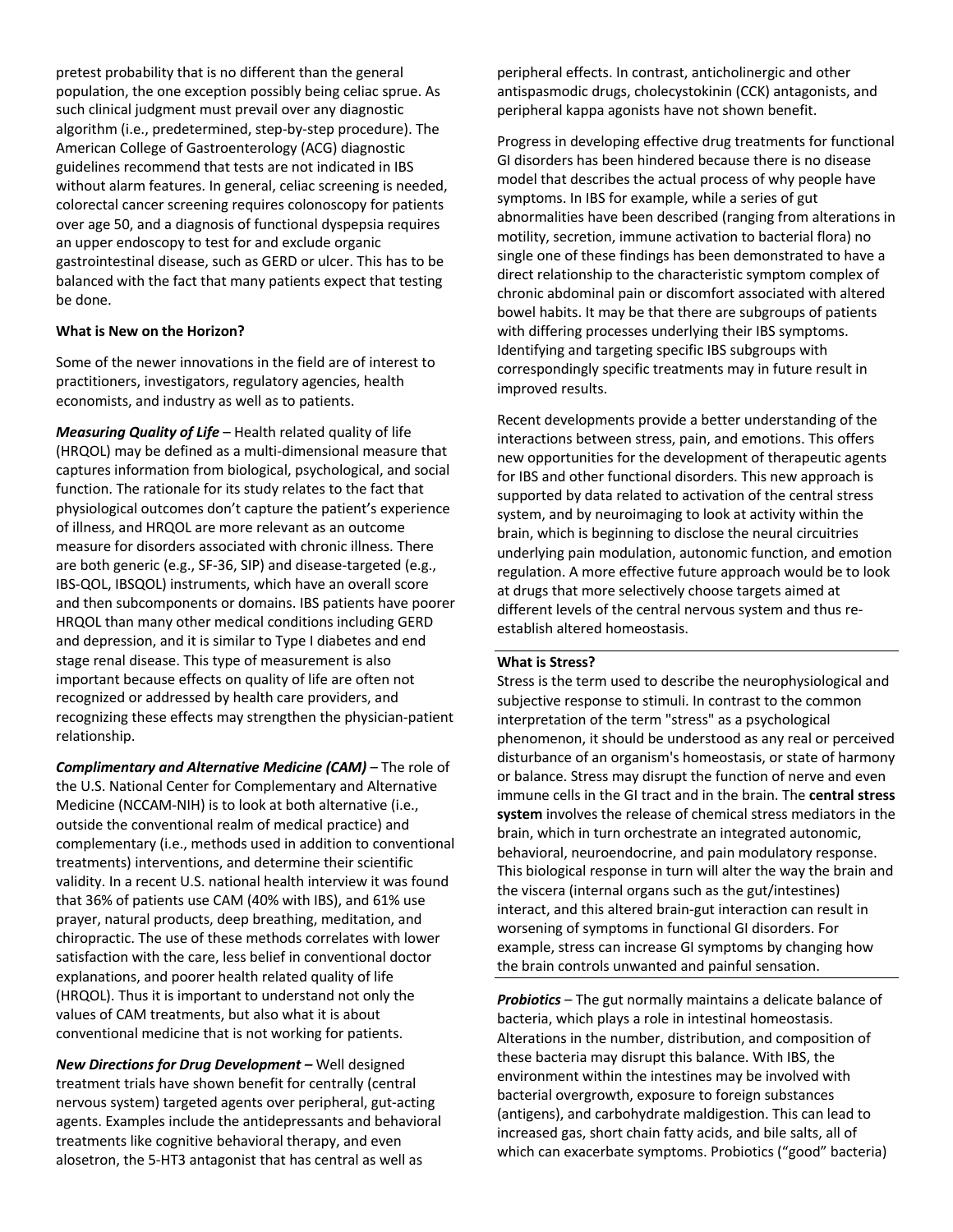pretest probability that is no different than the general population, the one exception possibly being celiac sprue. As such clinical judgment must prevail over any diagnostic algorithm (i.e., predetermined, step-by-step procedure). The American College of Gastroenterology (ACG) diagnostic guidelines recommend that tests are not indicated in IBS without alarm features. In general, celiac screening is needed, colorectal cancer screening requires colonoscopy for patients over age 50, and a diagnosis of functional dyspepsia requires an upper endoscopy to test for and exclude organic gastrointestinal disease, such as GERD or ulcer. This has to be balanced with the fact that many patients expect that testing be done.

**What is New on the Horizon?**

Some of the newer innovations in the field are of interest to practitioners, investigators, regulatory agencies, health economists, and industry as well as to patients.

***Measuring Quality of Life*** – Health related quality of life (HRQOL) may be defined as a multi-dimensional measure that captures information from biological, psychological, and social function. The rationale for its study relates to the fact that physiological outcomes don't capture the patient's experience of illness, and HRQOL are more relevant as an outcome measure for disorders associated with chronic illness. There are both generic (e.g., SF-36, SIP) and disease-targeted (e.g., IBS-QOL, IBSQOL) instruments, which have an overall score and then subcomponents or domains. IBS patients have poorer HRQOL than many other medical conditions including GERD and depression, and it is similar to Type I diabetes and end stage renal disease. This type of measurement is also important because effects on quality of life are often not recognized or addressed by health care providers, and recognizing these effects may strengthen the physician-patient relationship.

***Complimentary and Alternative Medicine (CAM)*** – The role of the U.S. National Center for Complementary and Alternative Medicine (NCCAM-NIH) is to look at both alternative (i.e., outside the conventional realm of medical practice) and complementary (i.e., methods used in addition to conventional treatments) interventions, and determine their scientific validity. In a recent U.S. national health interview it was found that 36% of patients use CAM (40% with IBS), and 61% use prayer, natural products, deep breathing, meditation, and chiropractic. The use of these methods correlates with lower satisfaction with the care, less belief in conventional doctor explanations, and poorer health related quality of life (HRQOL). Thus it is important to understand not only the values of CAM treatments, but also what it is about conventional medicine that is not working for patients.

***New Directions for Drug Development –*** Well designed treatment trials have shown benefit for centrally (central nervous system) targeted agents over peripheral, gut-acting agents. Examples include the antidepressants and behavioral treatments like cognitive behavioral therapy, and even alosetron, the 5-HT3 antagonist that has central as well as peripheral effects. In contrast, anticholinergic and other antispasmodic drugs, cholecystokinin (CCK) antagonists, and peripheral kappa agonists have not shown benefit.

Progress in developing effective drug treatments for functional GI disorders has been hindered because there is no disease model that describes the actual process of why people have symptoms. In IBS for example, while a series of gut abnormalities have been described (ranging from alterations in motility, secretion, immune activation to bacterial flora) no single one of these findings has been demonstrated to have a direct relationship to the characteristic symptom complex of chronic abdominal pain or discomfort associated with altered bowel habits. It may be that there are subgroups of patients with differing processes underlying their IBS symptoms. Identifying and targeting specific IBS subgroups with correspondingly specific treatments may in future result in improved results.

Recent developments provide a better understanding of the interactions between stress, pain, and emotions. This offers new opportunities for the development of therapeutic agents for IBS and other functional disorders. This new approach is supported by data related to activation of the central stress system, and by neuroimaging to look at activity within the brain, which is beginning to disclose the neural circuitries underlying pain modulation, autonomic function, and emotion regulation. A more effective future approach would be to look at drugs that more selectively choose targets aimed at different levels of the central nervous system and thus re-establish altered homeostasis.

---

**What is Stress?**

Stress is the term used to describe the neurophysiological and subjective response to stimuli. In contrast to the common interpretation of the term "stress" as a psychological phenomenon, it should be understood as any real or perceived disturbance of an organism's homeostasis, or state of harmony or balance. Stress may disrupt the function of nerve and even immune cells in the GI tract and in the brain. The **central stress system** involves the release of chemical stress mediators in the brain, which in turn orchestrate an integrated autonomic, behavioral, neuroendocrine, and pain modulatory response. This biological response in turn will alter the way the brain and the viscera (internal organs such as the gut/intestines) interact, and this altered brain-gut interaction can result in worsening of symptoms in functional GI disorders. For example, stress can increase GI symptoms by changing how the brain controls unwanted and painful sensation.

---

***Probiotics*** – The gut normally maintains a delicate balance of bacteria, which plays a role in intestinal homeostasis. Alterations in the number, distribution, and composition of these bacteria may disrupt this balance. With IBS, the environment within the intestines may be involved with bacterial overgrowth, exposure to foreign substances (antigens), and carbohydrate maldigestion. This can lead to increased gas, short chain fatty acids, and bile salts, all of which can exacerbate symptoms. Probiotics ("good" bacteria)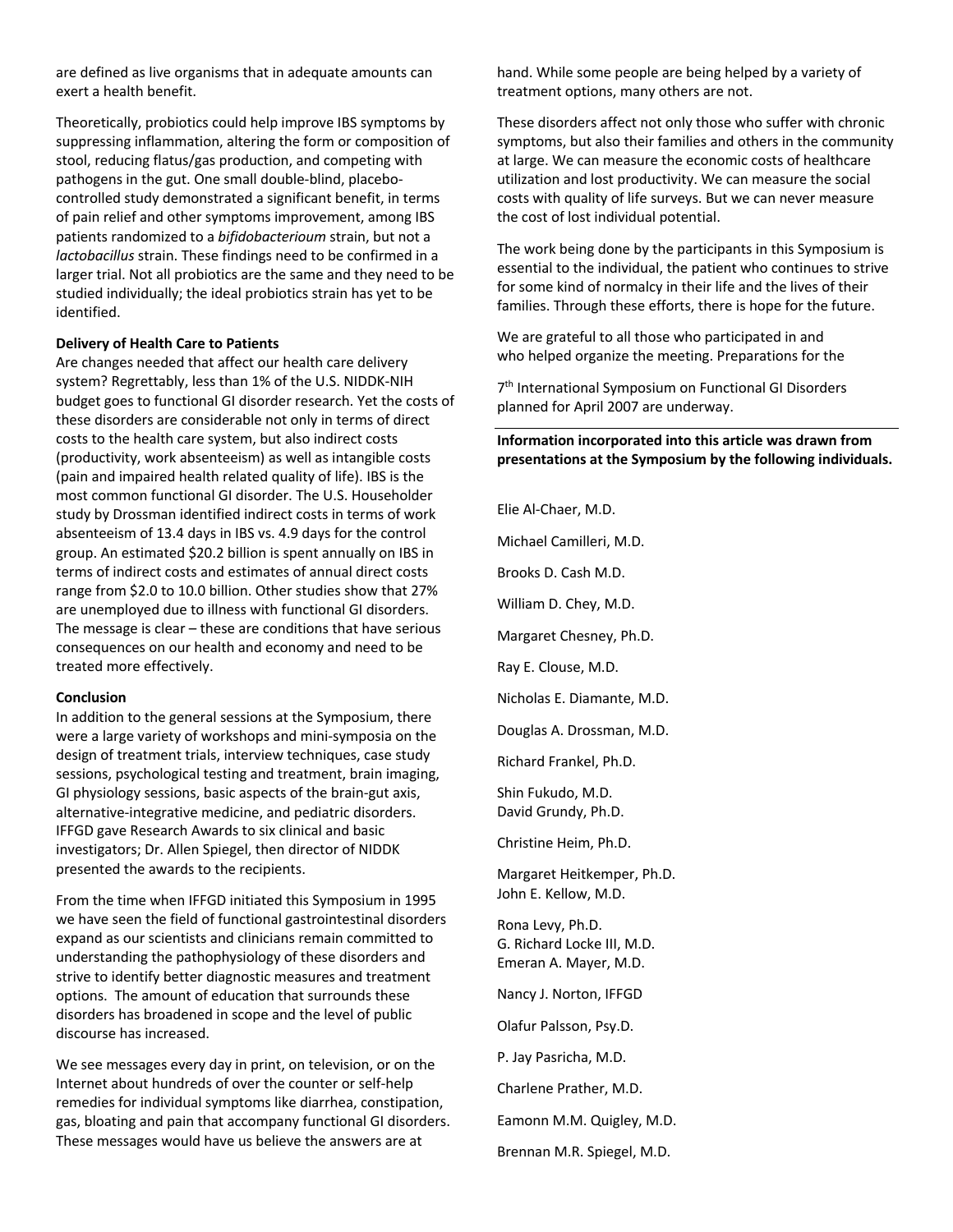are defined as live organisms that in adequate amounts can exert a health benefit.

Theoretically, probiotics could help improve IBS symptoms by suppressing inflammation, altering the form or composition of stool, reducing flatus/gas production, and competing with pathogens in the gut. One small double-blind, placebo-controlled study demonstrated a significant benefit, in terms of pain relief and other symptoms improvement, among IBS patients randomized to a *bifidobacterioum* strain, but not a *lactobacillus* strain. These findings need to be confirmed in a larger trial. Not all probiotics are the same and they need to be studied individually; the ideal probiotics strain has yet to be identified.

**Delivery of Health Care to Patients**

Are changes needed that affect our health care delivery system? Regrettably, less than 1% of the U.S. NIDDK-NIH budget goes to functional GI disorder research. Yet the costs of these disorders are considerable not only in terms of direct costs to the health care system, but also indirect costs (productivity, work absenteeism) as well as intangible costs (pain and impaired health related quality of life). IBS is the most common functional GI disorder. The U.S. Householder study by Drossman identified indirect costs in terms of work absenteeism of 13.4 days in IBS vs. 4.9 days for the control group. An estimated $20.2 billion is spent annually on IBS in terms of indirect costs and estimates of annual direct costs range from $2.0 to 10.0 billion. Other studies show that 27% are unemployed due to illness with functional GI disorders. The message is clear – these are conditions that have serious consequences on our health and economy and need to be treated more effectively.

**Conclusion**

In addition to the general sessions at the Symposium, there were a large variety of workshops and mini-symposia on the design of treatment trials, interview techniques, case study sessions, psychological testing and treatment, brain imaging, GI physiology sessions, basic aspects of the brain-gut axis, alternative-integrative medicine, and pediatric disorders. IFFGD gave Research Awards to six clinical and basic investigators; Dr. Allen Spiegel, then director of NIDDK presented the awards to the recipients.

From the time when IFFGD initiated this Symposium in 1995 we have seen the field of functional gastrointestinal disorders expand as our scientists and clinicians remain committed to understanding the pathophysiology of these disorders and strive to identify better diagnostic measures and treatment options. The amount of education that surrounds these disorders has broadened in scope and the level of public discourse has increased.

We see messages every day in print, on television, or on the Internet about hundreds of over the counter or self-help remedies for individual symptoms like diarrhea, constipation, gas, bloating and pain that accompany functional GI disorders. These messages would have us believe the answers are at hand. While some people are being helped by a variety of treatment options, many others are not.

These disorders affect not only those who suffer with chronic symptoms, but also their families and others in the community at large. We can measure the economic costs of healthcare utilization and lost productivity. We can measure the social costs with quality of life surveys. But we can never measure the cost of lost individual potential.

The work being done by the participants in this Symposium is essential to the individual, the patient who continues to strive for some kind of normalcy in their life and the lives of their families. Through these efforts, there is hope for the future.

We are grateful to all those who participated in and who helped organize the meeting. Preparations for the 7th International Symposium on Functional GI Disorders planned for April 2007 are underway.

---

**Information incorporated into this article was drawn from presentations at the Symposium by the following individuals.**

Elie Al-Chaer, M.D.

Michael Camilleri, M.D.

Brooks D. Cash M.D.

William D. Chey, M.D.

Margaret Chesney, Ph.D.

Ray E. Clouse, M.D.

Nicholas E. Diamante, M.D.

Douglas A. Drossman, M.D.

Richard Frankel, Ph.D.

Shin Fukudo, M.D.
David Grundy, Ph.D.

Christine Heim, Ph.D.

Margaret Heitkemper, Ph.D.
John E. Kellow, M.D.

Rona Levy, Ph.D.
G. Richard Locke III, M.D.
Emeran A. Mayer, M.D.

Nancy J. Norton, IFFGD

Olafur Palsson, Psy.D.

P. Jay Pasricha, M.D.

Charlene Prather, M.D.

Eamonn M.M. Quigley, M.D.

Brennan M.R. Spiegel, M.D.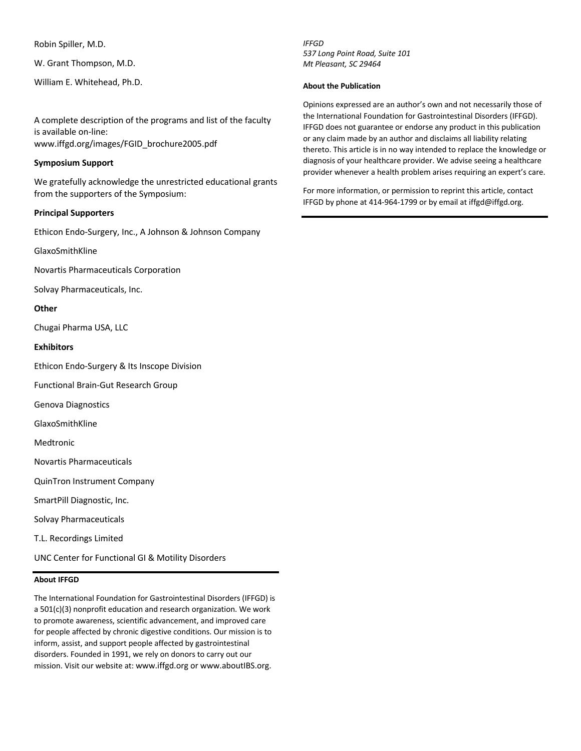Robin Spiller, M.D.

W. Grant Thompson, M.D.

William E. Whitehead, Ph.D.

A complete description of the programs and list of the faculty is available on-line:
www.iffgd.org/images/FGID_brochure2005.pdf

**Symposium Support**

We gratefully acknowledge the unrestricted educational grants from the supporters of the Symposium:

**Principal Supporters**

Ethicon Endo-Surgery, Inc., A Johnson & Johnson Company

GlaxoSmithKline

Novartis Pharmaceuticals Corporation

Solvay Pharmaceuticals, Inc.

**Other**

Chugai Pharma USA, LLC

**Exhibitors**

Ethicon Endo-Surgery & Its Inscope Division

Functional Brain-Gut Research Group

Genova Diagnostics

GlaxoSmithKline

Medtronic

Novartis Pharmaceuticals

QuinTron Instrument Company

SmartPill Diagnostic, Inc.

Solvay Pharmaceuticals

T.L. Recordings Limited

UNC Center for Functional GI & Motility Disorders

---

**About IFFGD**

The International Foundation for Gastrointestinal Disorders (IFFGD) is a 501(c)(3) nonprofit education and research organization. We work to promote awareness, scientific advancement, and improved care for people affected by chronic digestive conditions. Our mission is to inform, assist, and support people affected by gastrointestinal disorders. Founded in 1991, we rely on donors to carry out our mission. Visit our website at: www.iffgd.org or www.aboutIBS.org.

*IFFGD*
*537 Long Point Road, Suite 101*
*Mt Pleasant, SC 29464*

**About the Publication**

Opinions expressed are an author's own and not necessarily those of the International Foundation for Gastrointestinal Disorders (IFFGD). IFFGD does not guarantee or endorse any product in this publication or any claim made by an author and disclaims all liability relating thereto. This article is in no way intended to replace the knowledge or diagnosis of your healthcare provider. We advise seeing a healthcare provider whenever a health problem arises requiring an expert's care.

For more information, or permission to reprint this article, contact IFFGD by phone at 414-964-1799 or by email at iffgd@iffgd.org.